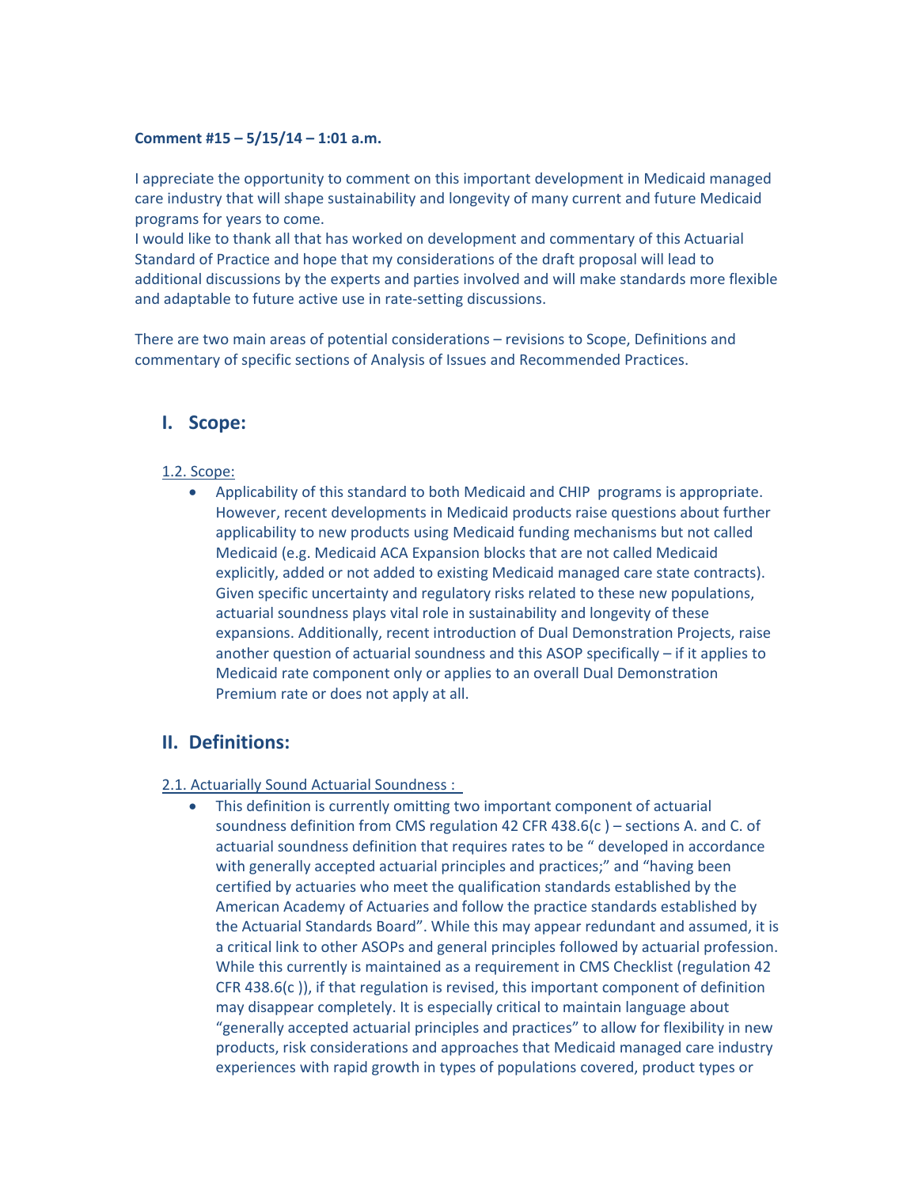**Comment #15 – 5/15/14 – 1:01 a.m.**

I appreciate the opportunity to comment on this important development in Medicaid managed care industry that will shape sustainability and longevity of many current and future Medicaid programs for years to come.
I would like to thank all that has worked on development and commentary of this Actuarial Standard of Practice and hope that my considerations of the draft proposal will lead to additional discussions by the experts and parties involved and will make standards more flexible and adaptable to future active use in rate-setting discussions.

There are two main areas of potential considerations – revisions to Scope, Definitions and commentary of specific sections of Analysis of Issues and Recommended Practices.

## I. Scope:

1.2. Scope:

- Applicability of this standard to both Medicaid and CHIP programs is appropriate. However, recent developments in Medicaid products raise questions about further applicability to new products using Medicaid funding mechanisms but not called Medicaid (e.g. Medicaid ACA Expansion blocks that are not called Medicaid explicitly, added or not added to existing Medicaid managed care state contracts). Given specific uncertainty and regulatory risks related to these new populations, actuarial soundness plays vital role in sustainability and longevity of these expansions. Additionally, recent introduction of Dual Demonstration Projects, raise another question of actuarial soundness and this ASOP specifically – if it applies to Medicaid rate component only or applies to an overall Dual Demonstration Premium rate or does not apply at all.

## II. Definitions:

2.1. Actuarially Sound Actuarial Soundness :

- This definition is currently omitting two important component of actuarial soundness definition from CMS regulation 42 CFR 438.6(c ) – sections A. and C. of actuarial soundness definition that requires rates to be " developed in accordance with generally accepted actuarial principles and practices;" and "having been certified by actuaries who meet the qualification standards established by the American Academy of Actuaries and follow the practice standards established by the Actuarial Standards Board". While this may appear redundant and assumed, it is a critical link to other ASOPs and general principles followed by actuarial profession. While this currently is maintained as a requirement in CMS Checklist (regulation 42 CFR 438.6(c )), if that regulation is revised, this important component of definition may disappear completely. It is especially critical to maintain language about "generally accepted actuarial principles and practices" to allow for flexibility in new products, risk considerations and approaches that Medicaid managed care industry experiences with rapid growth in types of populations covered, product types or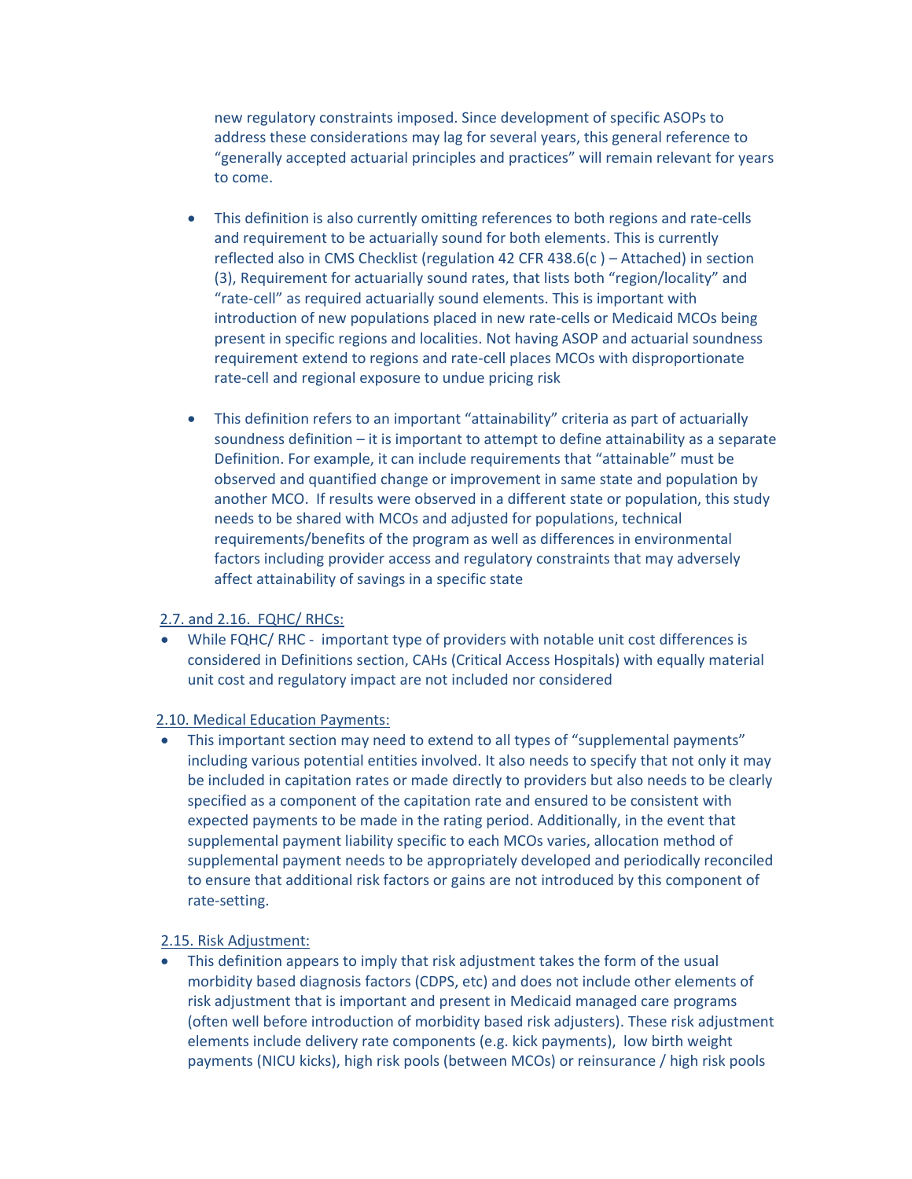new regulatory constraints imposed. Since development of specific ASOPs to address these considerations may lag for several years, this general reference to "generally accepted actuarial principles and practices" will remain relevant for years to come.

- This definition is also currently omitting references to both regions and rate-cells and requirement to be actuarially sound for both elements. This is currently reflected also in CMS Checklist (regulation 42 CFR 438.6(c ) – Attached) in section (3), Requirement for actuarially sound rates, that lists both "region/locality" and "rate-cell" as required actuarially sound elements. This is important with introduction of new populations placed in new rate-cells or Medicaid MCOs being present in specific regions and localities. Not having ASOP and actuarial soundness requirement extend to regions and rate-cell places MCOs with disproportionate rate-cell and regional exposure to undue pricing risk

- This definition refers to an important "attainability" criteria as part of actuarially soundness definition – it is important to attempt to define attainability as a separate Definition. For example, it can include requirements that "attainable" must be observed and quantified change or improvement in same state and population by another MCO. If results were observed in a different state or population, this study needs to be shared with MCOs and adjusted for populations, technical requirements/benefits of the program as well as differences in environmental factors including provider access and regulatory constraints that may adversely affect attainability of savings in a specific state

<u>2.7. and 2.16. FQHC/ RHCs:</u>

- While FQHC/ RHC - important type of providers with notable unit cost differences is considered in Definitions section, CAHs (Critical Access Hospitals) with equally material unit cost and regulatory impact are not included nor considered

<u>2.10. Medical Education Payments:</u>

- This important section may need to extend to all types of "supplemental payments" including various potential entities involved. It also needs to specify that not only it may be included in capitation rates or made directly to providers but also needs to be clearly specified as a component of the capitation rate and ensured to be consistent with expected payments to be made in the rating period. Additionally, in the event that supplemental payment liability specific to each MCOs varies, allocation method of supplemental payment needs to be appropriately developed and periodically reconciled to ensure that additional risk factors or gains are not introduced by this component of rate-setting.

<u>2.15. Risk Adjustment:</u>

- This definition appears to imply that risk adjustment takes the form of the usual morbidity based diagnosis factors (CDPS, etc) and does not include other elements of risk adjustment that is important and present in Medicaid managed care programs (often well before introduction of morbidity based risk adjusters). These risk adjustment elements include delivery rate components (e.g. kick payments), low birth weight payments (NICU kicks), high risk pools (between MCOs) or reinsurance / high risk pools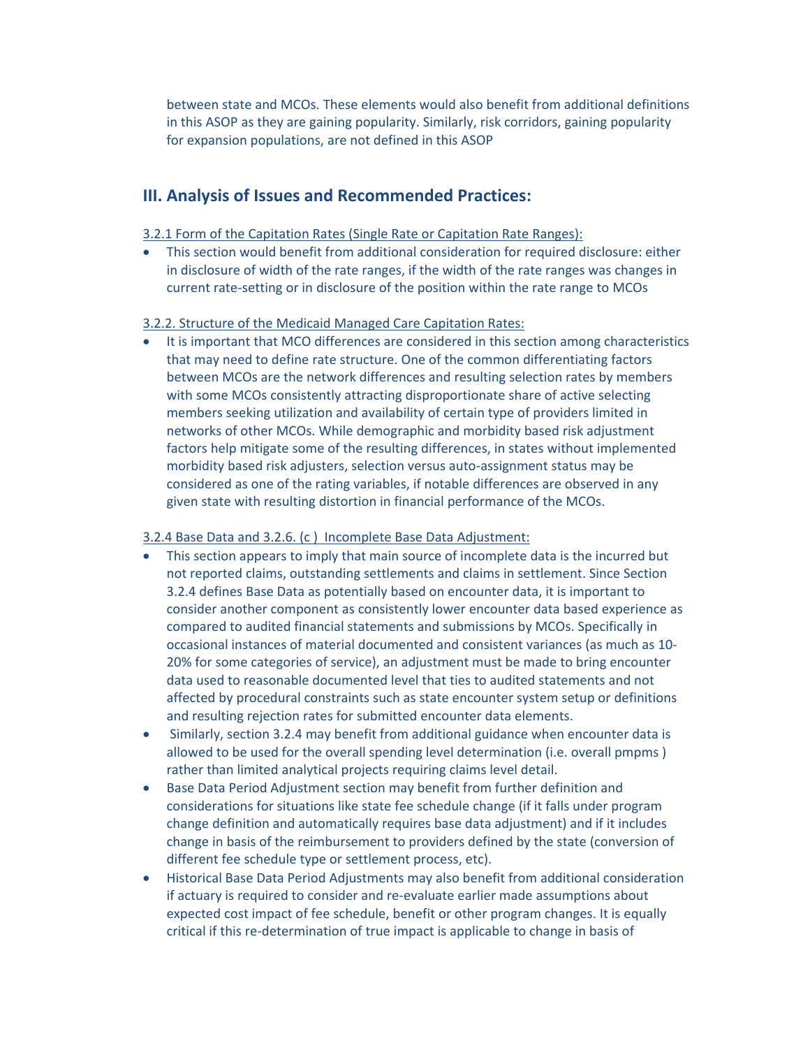between state and MCOs. These elements would also benefit from additional definitions in this ASOP as they are gaining popularity. Similarly, risk corridors, gaining popularity for expansion populations, are not defined in this ASOP

## III. Analysis of Issues and Recommended Practices:

<u>3.2.1 Form of the Capitation Rates (Single Rate or Capitation Rate Ranges):</u>

- This section would benefit from additional consideration for required disclosure: either in disclosure of width of the rate ranges, if the width of the rate ranges was changes in current rate-setting or in disclosure of the position within the rate range to MCOs

<u>3.2.2. Structure of the Medicaid Managed Care Capitation Rates:</u>

- It is important that MCO differences are considered in this section among characteristics that may need to define rate structure. One of the common differentiating factors between MCOs are the network differences and resulting selection rates by members with some MCOs consistently attracting disproportionate share of active selecting members seeking utilization and availability of certain type of providers limited in networks of other MCOs. While demographic and morbidity based risk adjustment factors help mitigate some of the resulting differences, in states without implemented morbidity based risk adjusters, selection versus auto-assignment status may be considered as one of the rating variables, if notable differences are observed in any given state with resulting distortion in financial performance of the MCOs.

<u>3.2.4 Base Data and 3.2.6. (c ) Incomplete Base Data Adjustment:</u>

- This section appears to imply that main source of incomplete data is the incurred but not reported claims, outstanding settlements and claims in settlement. Since Section 3.2.4 defines Base Data as potentially based on encounter data, it is important to consider another component as consistently lower encounter data based experience as compared to audited financial statements and submissions by MCOs. Specifically in occasional instances of material documented and consistent variances (as much as 10-20% for some categories of service), an adjustment must be made to bring encounter data used to reasonable documented level that ties to audited statements and not affected by procedural constraints such as state encounter system setup or definitions and resulting rejection rates for submitted encounter data elements.
- Similarly, section 3.2.4 may benefit from additional guidance when encounter data is allowed to be used for the overall spending level determination (i.e. overall pmpms ) rather than limited analytical projects requiring claims level detail.
- Base Data Period Adjustment section may benefit from further definition and considerations for situations like state fee schedule change (if it falls under program change definition and automatically requires base data adjustment) and if it includes change in basis of the reimbursement to providers defined by the state (conversion of different fee schedule type or settlement process, etc).
- Historical Base Data Period Adjustments may also benefit from additional consideration if actuary is required to consider and re-evaluate earlier made assumptions about expected cost impact of fee schedule, benefit or other program changes. It is equally critical if this re-determination of true impact is applicable to change in basis of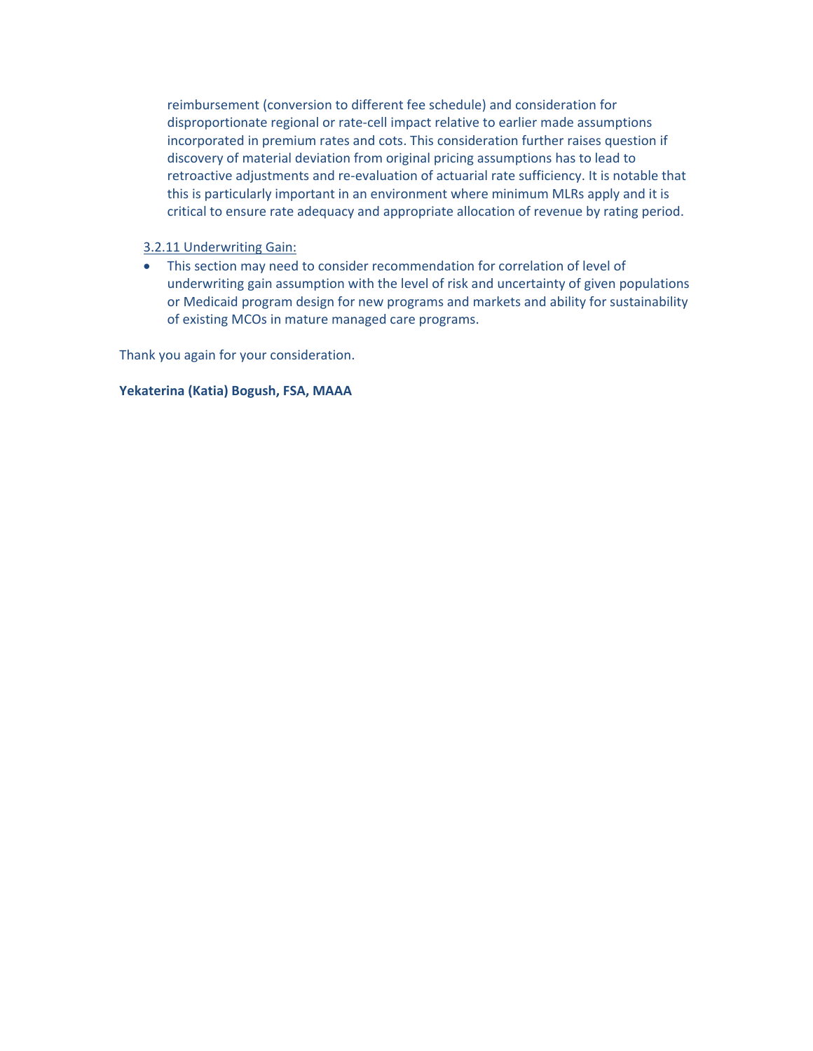reimbursement (conversion to different fee schedule) and consideration for disproportionate regional or rate-cell impact relative to earlier made assumptions incorporated in premium rates and cots. This consideration further raises question if discovery of material deviation from original pricing assumptions has to lead to retroactive adjustments and re-evaluation of actuarial rate sufficiency. It is notable that this is particularly important in an environment where minimum MLRs apply and it is critical to ensure rate adequacy and appropriate allocation of revenue by rating period.

3.2.11 Underwriting Gain:

- This section may need to consider recommendation for correlation of level of underwriting gain assumption with the level of risk and uncertainty of given populations or Medicaid program design for new programs and markets and ability for sustainability of existing MCOs in mature managed care programs.

Thank you again for your consideration.

**Yekaterina (Katia) Bogush, FSA, MAAA**